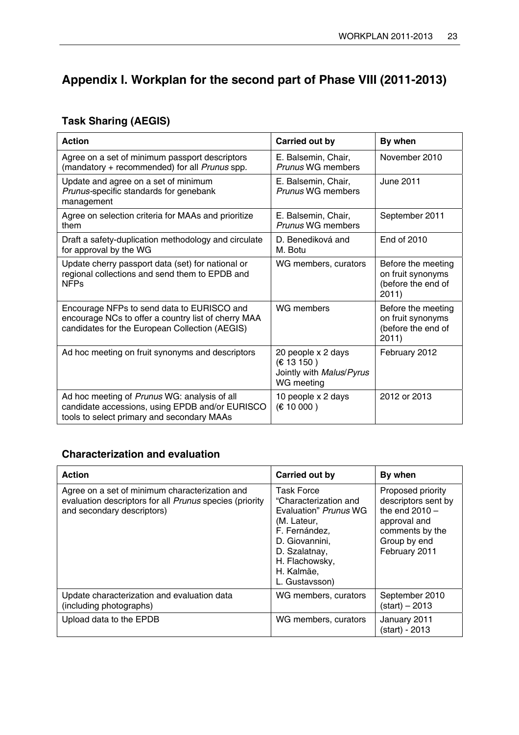# Appendix I. Workplan for the second part of Phase VIII (2011-2013)

## Task Sharing (AEGIS)

| Action | Carried out by | By when |
|---|---|---|
| Agree on a set of minimum passport descriptors (mandatory + recommended) for all *Prunus* spp. | E. Balsemin, Chair, *Prunus* WG members | November 2010 |
| Update and agree on a set of minimum *Prunus*-specific standards for genebank management | E. Balsemin, Chair, *Prunus* WG members | June 2011 |
| Agree on selection criteria for MAAs and prioritize them | E. Balsemin, Chair, *Prunus* WG members | September 2011 |
| Draft a safety-duplication methodology and circulate for approval by the WG | D. Benediková and M. Botu | End of 2010 |
| Update cherry passport data (set) for national or regional collections and send them to EPDB and NFPs | WG members, curators | Before the meeting on fruit synonyms (before the end of 2011) |
| Encourage NFPs to send data to EURISCO and encourage NCs to offer a country list of cherry MAA candidates for the European Collection (AEGIS) | WG members | Before the meeting on fruit synonyms (before the end of 2011) |
| Ad hoc meeting on fruit synonyms and descriptors | 20 people x 2 days (€ 13 150 ) Jointly with *Malus*/*Pyrus* WG meeting | February 2012 |
| Ad hoc meeting of *Prunus* WG: analysis of all candidate accessions, using EPDB and/or EURISCO tools to select primary and secondary MAAs | 10 people x 2 days (€ 10 000 ) | 2012 or 2013 |

## Characterization and evaluation

| Action | Carried out by | By when |
|---|---|---|
| Agree on a set of minimum characterization and evaluation descriptors for all *Prunus* species (priority and secondary descriptors) | Task Force "Characterization and Evaluation" *Prunus* WG (M. Lateur, F. Fernández, D. Giovannini, D. Szalatnay, H. Flachowsky, H. Kalmäe, L. Gustavsson) | Proposed priority descriptors sent by the end 2010 – approval and comments by the Group by end February 2011 |
| Update characterization and evaluation data (including photographs) | WG members, curators | September 2010 (start) – 2013 |
| Upload data to the EPDB | WG members, curators | January 2011 (start) - 2013 |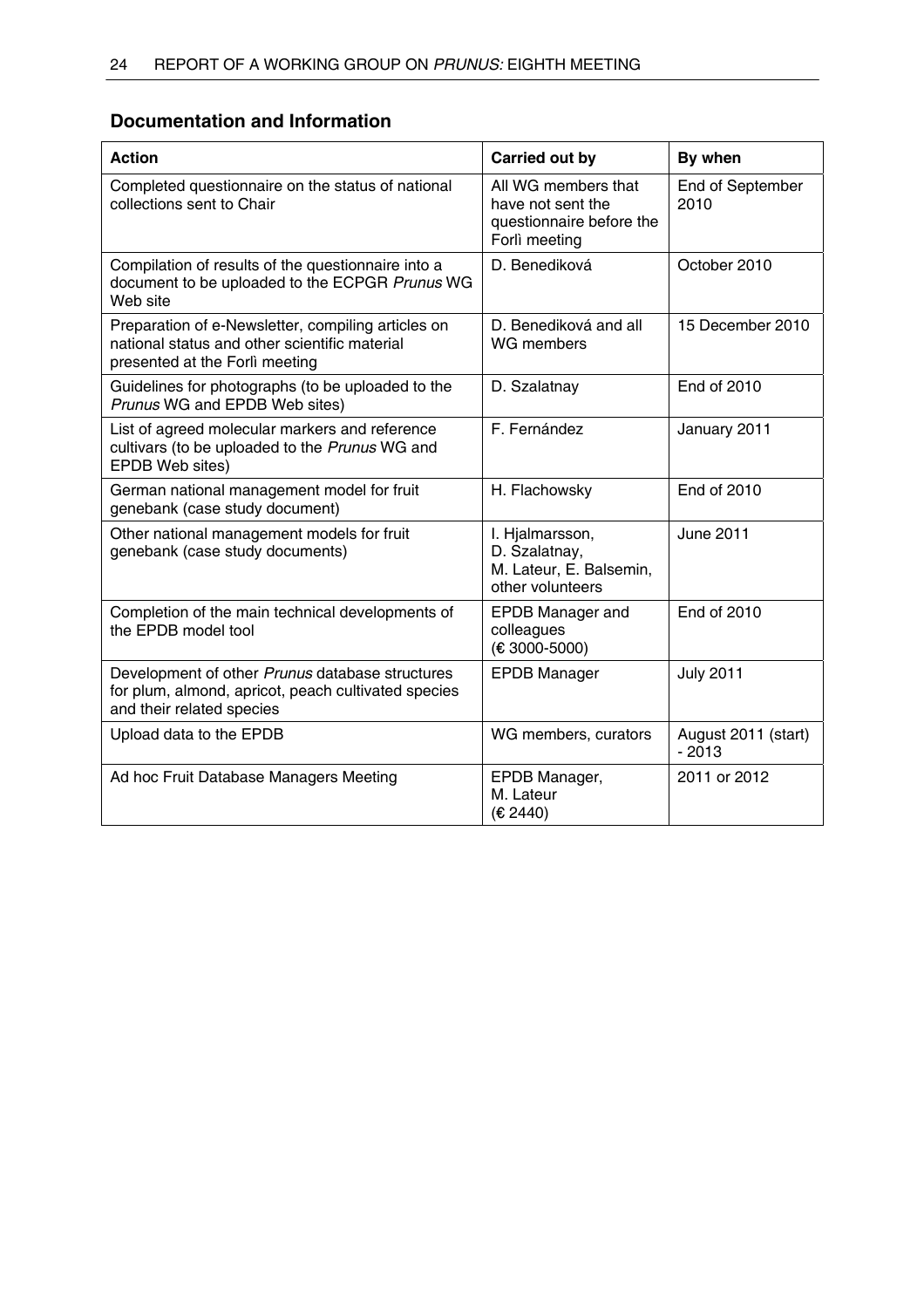## Documentation and Information

| Action | Carried out by | By when |
| --- | --- | --- |
| Completed questionnaire on the status of national collections sent to Chair | All WG members that have not sent the questionnaire before the Forlì meeting | End of September 2010 |
| Compilation of results of the questionnaire into a document to be uploaded to the ECPGR *Prunus* WG Web site | D. Benediková | October 2010 |
| Preparation of e-Newsletter, compiling articles on national status and other scientific material presented at the Forlì meeting | D. Benediková and all WG members | 15 December 2010 |
| Guidelines for photographs (to be uploaded to the *Prunus* WG and EPDB Web sites) | D. Szalatnay | End of 2010 |
| List of agreed molecular markers and reference cultivars (to be uploaded to the *Prunus* WG and EPDB Web sites) | F. Fernández | January 2011 |
| German national management model for fruit genebank (case study document) | H. Flachowsky | End of 2010 |
| Other national management models for fruit genebank (case study documents) | I. Hjalmarsson, D. Szalatnay, M. Lateur, E. Balsemin, other volunteers | June 2011 |
| Completion of the main technical developments of the EPDB model tool | EPDB Manager and colleagues (€ 3000-5000) | End of 2010 |
| Development of other *Prunus* database structures for plum, almond, apricot, peach cultivated species and their related species | EPDB Manager | July 2011 |
| Upload data to the EPDB | WG members, curators | August 2011 (start) - 2013 |
| Ad hoc Fruit Database Managers Meeting | EPDB Manager, M. Lateur (€ 2440) | 2011 or 2012 |